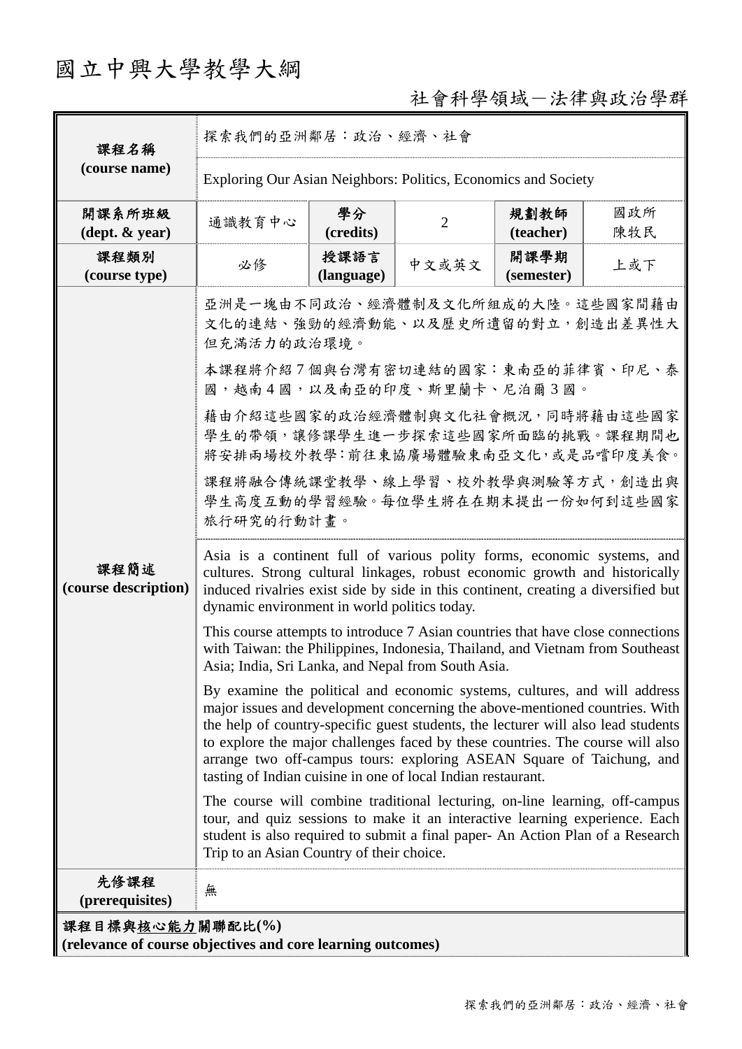# 國立中興大學教學大綱

社會科學領域－法律與政治學群

| | | | | | |
|---|---|---|---|---|---|
| **課程名稱 (course name)** | 探索我們的亞洲鄰居：政治、經濟、社會 | | | | |
| | Exploring Our Asian Neighbors: Politics, Economics and Society | | | | |
| **開課系所班級 (dept. & year)** | 通識教育中心 | **學分 (credits)** | 2 | **規劃教師 (teacher)** | 國政所 陳牧民 |
| **課程類別 (course type)** | 必修 | **授課語言 (language)** | 中文或英文 | **開課學期 (semester)** | 上或下 |
| **課程簡述 (course description)** | 亞洲是一塊由不同政治、經濟體制及文化所組成的大陸。這些國家間藉由文化的連結、強勁的經濟動能、以及歷史所遺留的對立，創造出差異性大但充滿活力的政治環境。<br><br>本課程將介紹 7 個與台灣有密切連結的國家：東南亞的菲律賓、印尼、泰國，越南 4 國，以及南亞的印度、斯里蘭卡、尼泊爾 3 國。<br><br>藉由介紹這些國家的政治經濟體制與文化社會概況，同時將藉由這些國家學生的帶領，讓修課學生進一步探索這些國家所面臨的挑戰。課程期間也將安排兩場校外教學：前往東協廣場體驗東南亞文化，或是品嚐印度美食。<br><br>課程將融合傳統課堂教學、線上學習、校外教學與測驗等方式，創造出與學生高度互動的學習經驗。每位學生將在期末提出一份如何到這些國家旅行研究的行動計畫。 | | | | |
| | Asia is a continent full of various polity forms, economic systems, and cultures. Strong cultural linkages, robust economic growth and historically induced rivalries exist side by side in this continent, creating a diversified but dynamic environment in world politics today.<br><br>This course attempts to introduce 7 Asian countries that have close connections with Taiwan: the Philippines, Indonesia, Thailand, and Vietnam from Southeast Asia; India, Sri Lanka, and Nepal from South Asia.<br><br>By examine the political and economic systems, cultures, and will address major issues and development concerning the above-mentioned countries. With the help of country-specific guest students, the lecturer will also lead students to explore the major challenges faced by these countries. The course will also arrange two off-campus tours: exploring ASEAN Square of Taichung, and tasting of Indian cuisine in one of local Indian restaurant.<br><br>The course will combine traditional lecturing, on-line learning, off-campus tour, and quiz sessions to make it an interactive learning experience. Each student is also required to submit a final paper- An Action Plan of a Research Trip to an Asian Country of their choice. | | | | |
| **先修課程 (prerequisites)** | 無 | | | | |

**課程目標與核心能力關聯配比(%)**
**(relevance of course objectives and core learning outcomes)**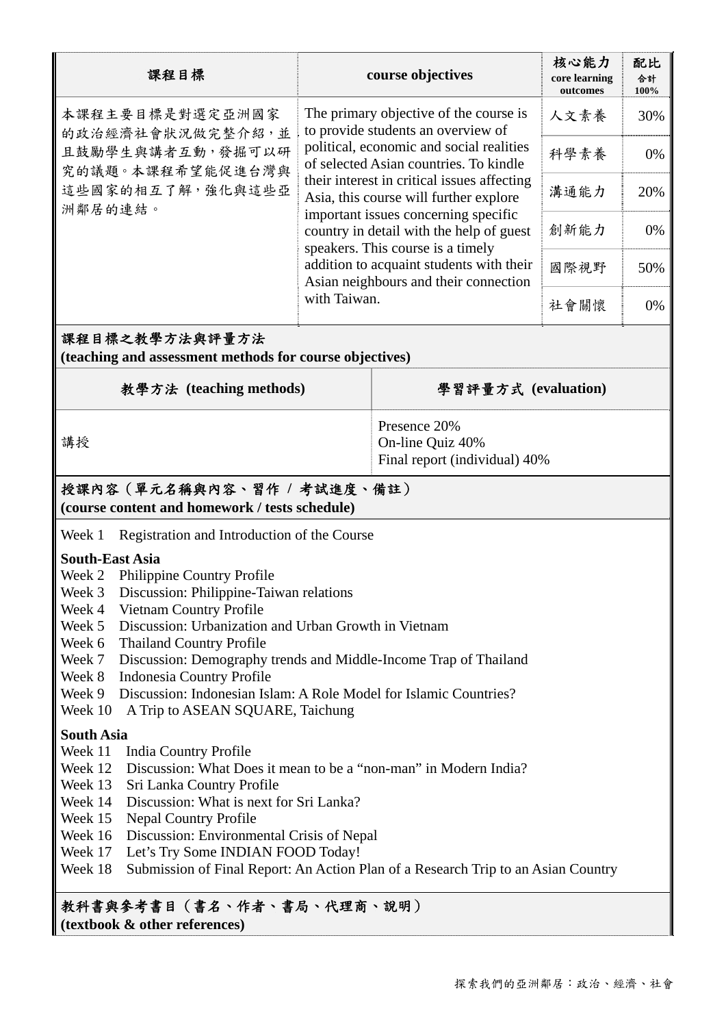| 課程目標 | course objectives | 核心能力 core learning outcomes | 配比 合計 100% |
|---|---|---|---|
| 本課程主要目標是對選定亞洲國家的政治經濟社會狀況做完整介紹，並且鼓勵學生與講者互動，發掘可以研究的議題。本課程希望能促進台灣與這些國家的相互了解，強化與這些亞洲鄰居的連結。 | The primary objective of the course is to provide students an overview of political, economic and social realities of selected Asian countries. To kindle their interest in critical issues affecting Asia, this course will further explore important issues concerning specific country in detail with the help of guest speakers. This course is a timely addition to acquaint students with their Asian neighbours and their connection with Taiwan. | 人文素養 | 30% |
| | | 科學素養 | 0% |
| | | 溝通能力 | 20% |
| | | 創新能力 | 0% |
| | | 國際視野 | 50% |
| | | 社會關懷 | 0% |

**課程目標之教學方法與評量方法**
**(teaching and assessment methods for course objectives)**

| 教學方法 (teaching methods) | 學習評量方式 (evaluation) |
|---|---|
| 講授 | Presence 20%<br>On-line Quiz 40%<br>Final report (individual) 40% |

**授課內容（單元名稱與內容、習作 / 考試進度、備註）**
**(course content and homework / tests schedule)**

Week 1 Registration and Introduction of the Course

**South-East Asia**

Week 2 Philippine Country Profile
Week 3 Discussion: Philippine-Taiwan relations
Week 4 Vietnam Country Profile
Week 5 Discussion: Urbanization and Urban Growth in Vietnam
Week 6 Thailand Country Profile
Week 7 Discussion: Demography trends and Middle-Income Trap of Thailand
Week 8 Indonesia Country Profile
Week 9 Discussion: Indonesian Islam: A Role Model for Islamic Countries?
Week 10 A Trip to ASEAN SQUARE, Taichung

**South Asia**

Week 11 India Country Profile
Week 12 Discussion: What Does it mean to be a "non-man" in Modern India?
Week 13 Sri Lanka Country Profile
Week 14 Discussion: What is next for Sri Lanka?
Week 15 Nepal Country Profile
Week 16 Discussion: Environmental Crisis of Nepal
Week 17 Let's Try Some INDIAN FOOD Today!
Week 18 Submission of Final Report: An Action Plan of a Research Trip to an Asian Country

**教科書與參考書目（書名、作者、書局、代理商、說明）**
**(textbook & other references)**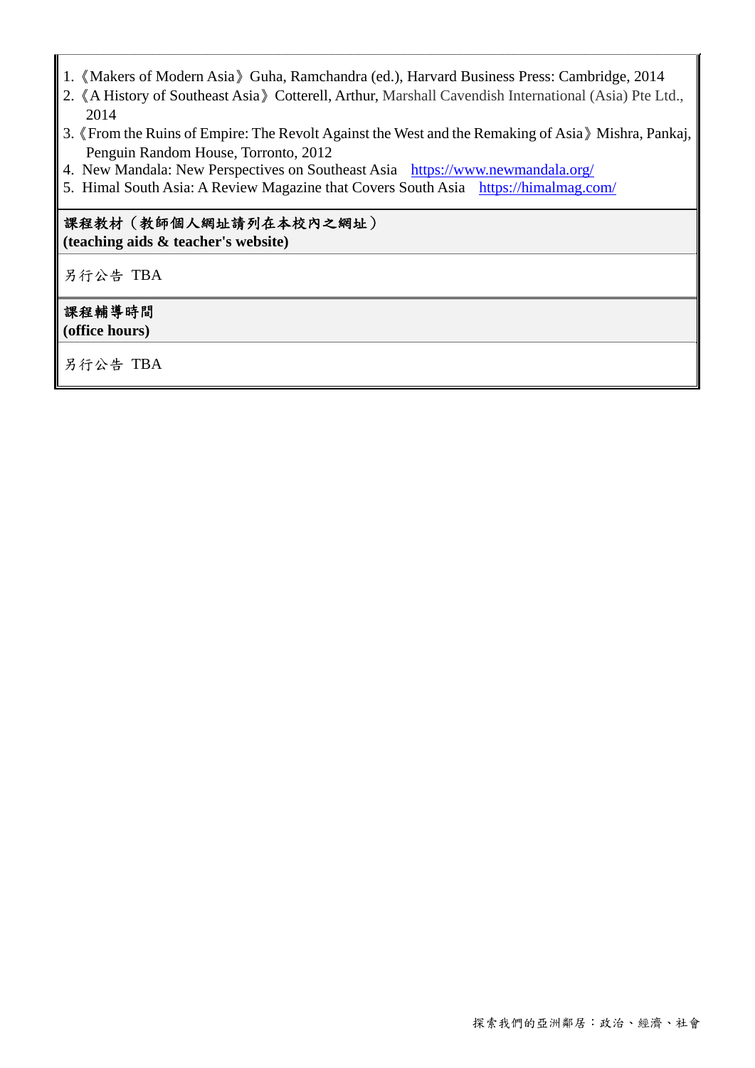1. 《Makers of Modern Asia》Guha, Ramchandra (ed.), Harvard Business Press: Cambridge, 2014
2. 《A History of Southeast Asia》Cotterell, Arthur, Marshall Cavendish International (Asia) Pte Ltd., 2014
3. 《From the Ruins of Empire: The Revolt Against the West and the Remaking of Asia》Mishra, Pankaj, Penguin Random House, Torronto, 2012
4. New Mandala: New Perspectives on Southeast Asia https://www.newmandala.org/
5. Himal South Asia: A Review Magazine that Covers South Asia https://himalmag.com/

**課程教材（教師個人網址請列在本校內之網址）**
**(teaching aids & teacher's website)**

另行公告 TBA

**課程輔導時間**
**(office hours)**

另行公告 TBA